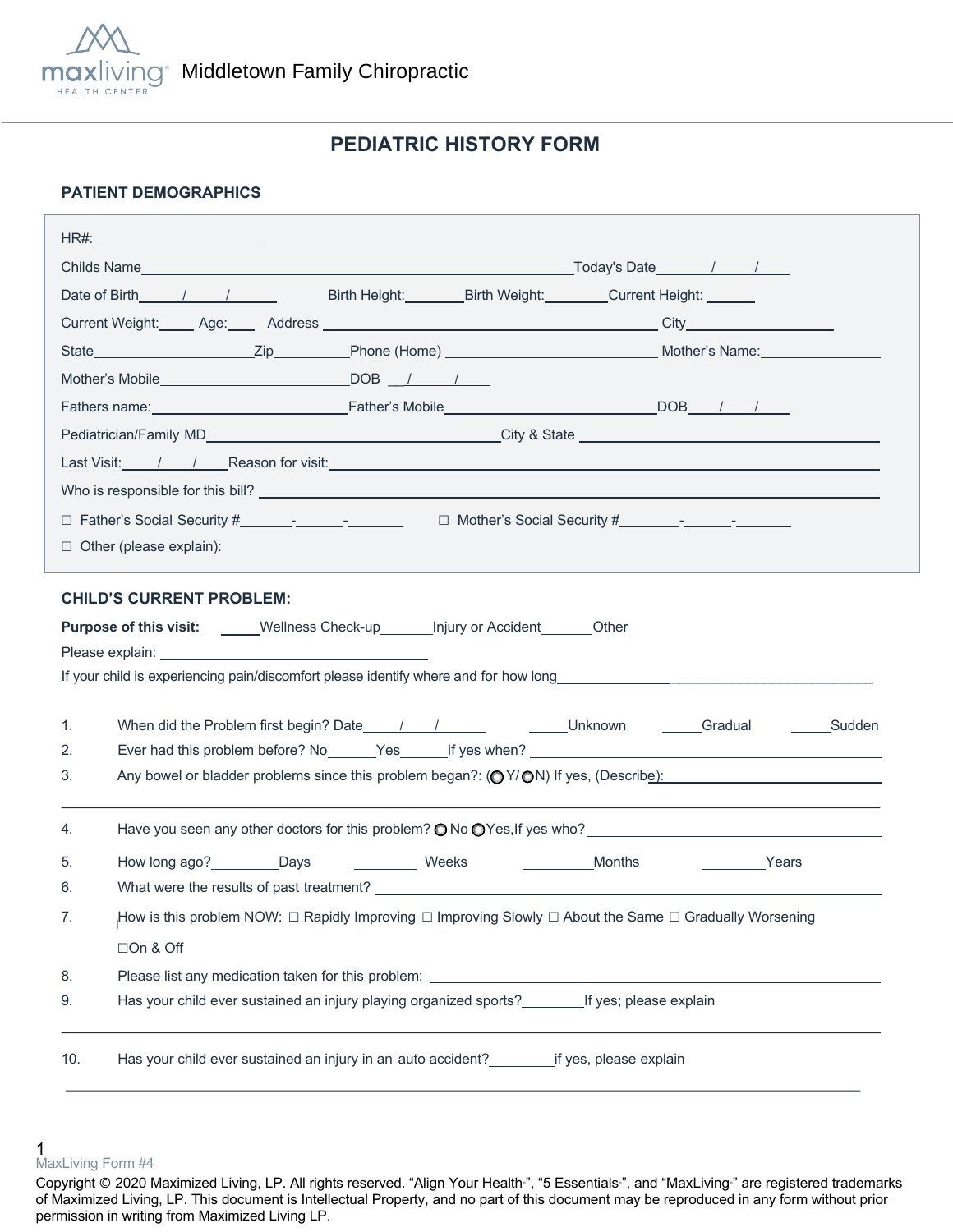Middletown Family Chiropractic

# PEDIATRIC HISTORY FORM

## PATIENT DEMOGRAPHICS

HR#:______________________

Childs Name____________________________________________________Today's Date_______/_____/_____

Date of Birth_____/_____/______ Birth Height:________Birth Weight:________Current Height: ______

Current Weight:_____ Age:____ Address ____________________________________________ City_________________

State______________________Zip__________Phone (Home) _____________________________ Mother's Name:________________

Mother's Mobile_________________________DOB __/_____/_____

Fathers name:_________________________Father's Mobile____________________________DOB____/____/_____

Pediatrician/Family MD______________________________________City & State _________________________________

Last Visit:_____/_____/_____Reason for visit:___________________________________________________________

Who is responsible for this bill? ___________________________________________________________________

☐ Father's Social Security #_______-_______-________ ☐ Mother's Social Security #________-______-________

☐ Other (please explain):

## CHILD'S CURRENT PROBLEM:

**Purpose of this visit:** _____Wellness Check-up_______Injury or Accident______Other

Please explain: ______________________________

If your child is experiencing pain/discomfort please identify where and for how long__________________________________________

1. When did the Problem first begin? Date_____/____/_______ _____Unknown _____Gradual _____Sudden
2. Ever had this problem before? No______Yes______If yes when? ______________________________________
3. Any bowel or bladder problems since this problem began?: (◯ Y/◯ N) If yes, (Describe):_______________________

_____________________________________________________________________________________________

4. Have you seen any other doctors for this problem? ◯ No ◯ Yes,If yes who? ______________________________
5. How long ago?_________Days ________ Weeks _________Months ________Years
6. What were the results of past treatment? ______________________________________________________
7. How is this problem NOW: ☐ Rapidly Improving ☐ Improving Slowly ☐ About the Same ☐ Gradually Worsening ☐On & Off
8. Please list any medication taken for this problem: ______________________________________________
9. Has your child ever sustained an injury playing organized sports?________If yes; please explain

_____________________________________________________________________________________________

10. Has your child ever sustained an injury in an auto accident?________if yes, please explain

_____________________________________________________________________________________________

MaxLiving Form #4

Copyright © 2020 Maximized Living, LP. All rights reserved. "Align Your Health", "5 Essentials", and "MaxLiving" are registered trademarks of Maximized Living, LP. This document is Intellectual Property, and no part of this document may be reproduced in any form without prior permission in writing from Maximized Living LP.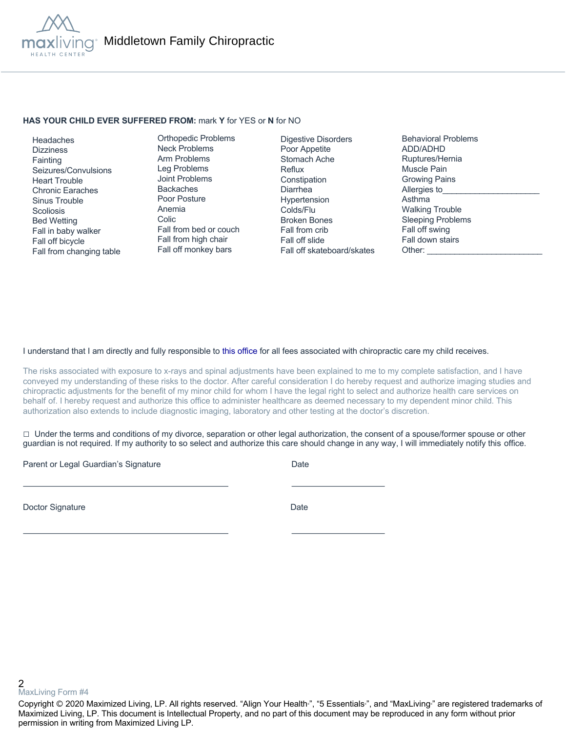Middletown Family Chiropractic

**HAS YOUR CHILD EVER SUFFERED FROM:** mark **Y** for YES or **N** for NO

| | | | |
|---|---|---|---|
| Headaches | Orthopedic Problems | Digestive Disorders | Behavioral Problems |
| Dizziness | Neck Problems | Poor Appetite | ADD/ADHD |
| Fainting | Arm Problems | Stomach Ache | Ruptures/Hernia |
| Seizures/Convulsions | Leg Problems | Reflux | Muscle Pain |
| Heart Trouble | Joint Problems | Constipation | Growing Pains |
| Chronic Earaches | Backaches | Diarrhea | Allergies to_____________________ |
| Sinus Trouble | Poor Posture | Hypertension | Asthma |
| Scoliosis | Anemia | Colds/Flu | Walking Trouble |
| Bed Wetting | Colic | Broken Bones | Sleeping Problems |
| Fall in baby walker | Fall from bed or couch | Fall from crib | Fall off swing |
| Fall off bicycle | Fall from high chair | Fall off slide | Fall down stairs |
| Fall from changing table | Fall off monkey bars | Fall off skateboard/skates | Other: _________________________ |

I understand that I am directly and fully responsible to this office for all fees associated with chiropractic care my child receives.

The risks associated with exposure to x-rays and spinal adjustments have been explained to me to my complete satisfaction, and I have conveyed my understanding of these risks to the doctor. After careful consideration I do hereby request and authorize imaging studies and chiropractic adjustments for the benefit of my minor child for whom I have the legal right to select and authorize health care services on behalf of. I hereby request and authorize this office to administer healthcare as deemed necessary to my dependent minor child. This authorization also extends to include diagnostic imaging, laboratory and other testing at the doctor's discretion.

☐ Under the terms and conditions of my divorce, separation or other legal authorization, the consent of a spouse/former spouse or other guardian is not required. If my authority to so select and authorize this care should change in any way, I will immediately notify this office.

Parent or Legal Guardian's Signature _____________________________ Date _______________

Doctor Signature _____________________________ Date _______________

MaxLiving Form #4

Copyright © 2020 Maximized Living, LP. All rights reserved. "Align Your Health®", "5 Essentials®", and "MaxLiving®" are registered trademarks of Maximized Living, LP. This document is Intellectual Property, and no part of this document may be reproduced in any form without prior permission in writing from Maximized Living LP.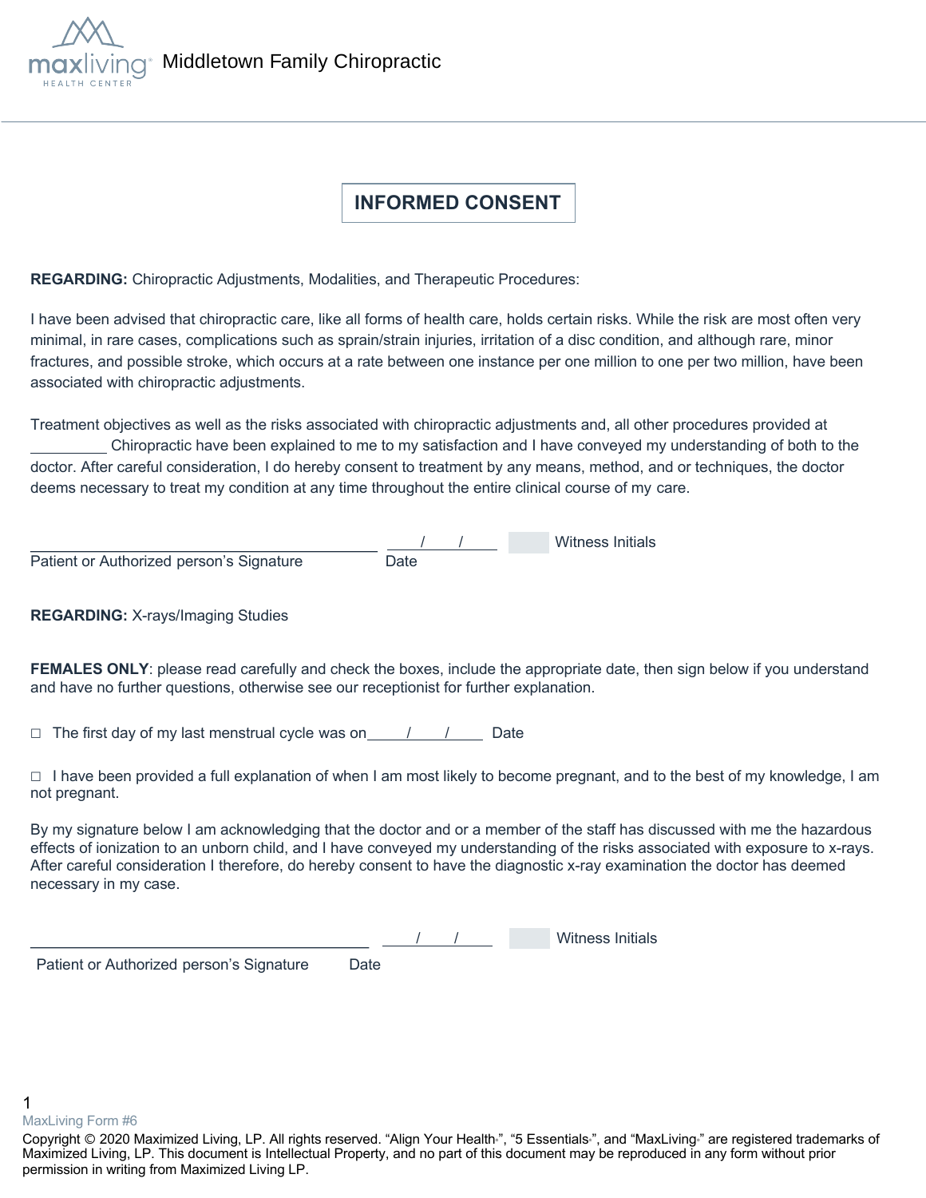Middletown Family Chiropractic

# INFORMED CONSENT

**REGARDING:** Chiropractic Adjustments, Modalities, and Therapeutic Procedures:

I have been advised that chiropractic care, like all forms of health care, holds certain risks. While the risk are most often very minimal, in rare cases, complications such as sprain/strain injuries, irritation of a disc condition, and although rare, minor fractures, and possible stroke, which occurs at a rate between one instance per one million to one per two million, have been associated with chiropractic adjustments.

Treatment objectives as well as the risks associated with chiropractic adjustments and, all other procedures provided at __________ Chiropractic have been explained to me to my satisfaction and I have conveyed my understanding of both to the doctor. After careful consideration, I do hereby consent to treatment by any means, method, and or techniques, the doctor deems necessary to treat my condition at any time throughout the entire clinical course of my care.

______________________________ &nbsp;&nbsp; ____/____/____ &nbsp;&nbsp; [ &nbsp;&nbsp; ] Witness Initials
Patient or Authorized person's Signature &nbsp;&nbsp; Date

**REGARDING:** X-rays/Imaging Studies

**FEMALES ONLY**: please read carefully and check the boxes, include the appropriate date, then sign below if you understand and have no further questions, otherwise see our receptionist for further explanation.

☐ The first day of my last menstrual cycle was on ____/____/____ Date

☐ I have been provided a full explanation of when I am most likely to become pregnant, and to the best of my knowledge, I am not pregnant.

By my signature below I am acknowledging that the doctor and or a member of the staff has discussed with me the hazardous effects of ionization to an unborn child, and I have conveyed my understanding of the risks associated with exposure to x-rays. After careful consideration I therefore, do hereby consent to have the diagnostic x-ray examination the doctor has deemed necessary in my case.

______________________________ &nbsp;&nbsp; ____/____/____ &nbsp;&nbsp; [ &nbsp;&nbsp; ] Witness Initials
Patient or Authorized person's Signature &nbsp;&nbsp; Date

MaxLiving Form #6

Copyright © 2020 Maximized Living, LP. All rights reserved. "Align Your Health®", "5 Essentials®", and "MaxLiving®" are registered trademarks of Maximized Living, LP. This document is Intellectual Property, and no part of this document may be reproduced in any form without prior permission in writing from Maximized Living LP.